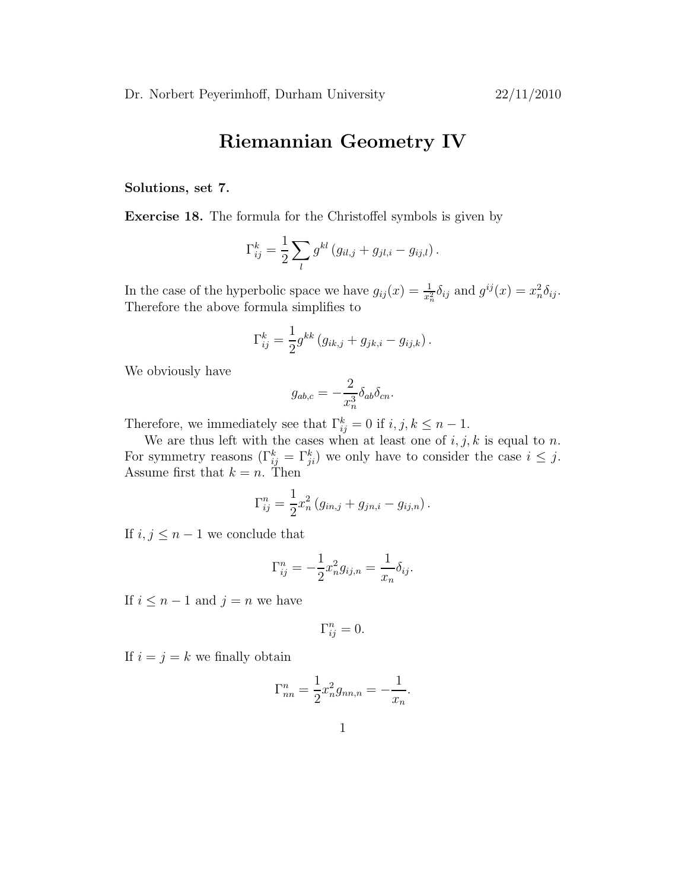Dr. Norbert Peyerimhoff, Durham University 22/11/2010

# Riemannian Geometry IV

**Solutions, set 7.**

**Exercise 18.** The formula for the Christoffel symbols is given by

$$\Gamma_{ij}^k = \frac{1}{2} \sum_l g^{kl} \left( g_{il,j} + g_{jl,i} - g_{ij,l} \right).$$

In the case of the hyperbolic space we have $g_{ij}(x) = \frac{1}{x_n^2} \delta_{ij}$ and $g^{ij}(x) = x_n^2 \delta_{ij}$. Therefore the above formula simplifies to

$$\Gamma_{ij}^k = \frac{1}{2} g^{kk} \left( g_{ik,j} + g_{jk,i} - g_{ij,k} \right).$$

We obviously have

$$g_{ab,c} = -\frac{2}{x_n^3} \delta_{ab} \delta_{cn}.$$

Therefore, we immediately see that $\Gamma_{ij}^k = 0$ if $i, j, k \leq n-1$.

We are thus left with the cases when at least one of $i, j, k$ is equal to $n$. For symmetry reasons ($\Gamma_{ij}^k = \Gamma_{ji}^k$) we only have to consider the case $i \leq j$. Assume first that $k = n$. Then

$$\Gamma_{ij}^n = \frac{1}{2} x_n^2 \left( g_{in,j} + g_{jn,i} - g_{ij,n} \right).$$

If $i, j \leq n-1$ we conclude that

$$\Gamma_{ij}^n = -\frac{1}{2} x_n^2 g_{ij,n} = \frac{1}{x_n} \delta_{ij}.$$

If $i \leq n-1$ and $j = n$ we have

$$\Gamma_{ij}^n = 0.$$

If $i = j = k$ we finally obtain

$$\Gamma_{nn}^n = \frac{1}{2} x_n^2 g_{nn,n} = -\frac{1}{x_n}.$$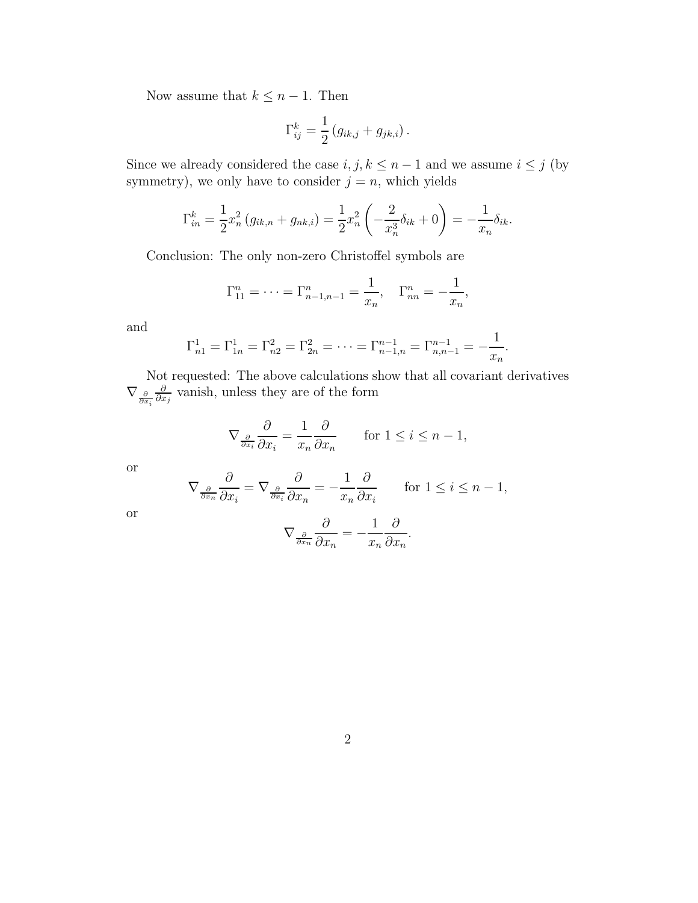Now assume that $k \leq n-1$. Then

$$\Gamma_{ij}^k = \frac{1}{2}\left(g_{ik,j} + g_{jk,i}\right).$$

Since we already considered the case $i, j, k \leq n-1$ and we assume $i \leq j$ (by symmetry), we only have to consider $j = n$, which yields

$$\Gamma_{in}^k = \frac{1}{2}x_n^2\left(g_{ik,n} + g_{nk,i}\right) = \frac{1}{2}x_n^2\left(-\frac{2}{x_n^3}\delta_{ik} + 0\right) = -\frac{1}{x_n}\delta_{ik}.$$

Conclusion: The only non-zero Christoffel symbols are

$$\Gamma_{11}^n = \cdots = \Gamma_{n-1,n-1}^n = \frac{1}{x_n}, \quad \Gamma_{nn}^n = -\frac{1}{x_n},$$

and

$$\Gamma_{n1}^1 = \Gamma_{1n}^1 = \Gamma_{n2}^2 = \Gamma_{2n}^2 = \cdots = \Gamma_{n-1,n}^{n-1} = \Gamma_{n,n-1}^{n-1} = -\frac{1}{x_n}.$$

Not requested: The above calculations show that all covariant derivatives $\nabla_{\frac{\partial}{\partial x_i}}\frac{\partial}{\partial x_j}$ vanish, unless they are of the form

$$\nabla_{\frac{\partial}{\partial x_i}}\frac{\partial}{\partial x_i} = \frac{1}{x_n}\frac{\partial}{\partial x_n} \qquad \text{for } 1 \leq i \leq n-1,$$

or

$$\nabla_{\frac{\partial}{\partial x_n}}\frac{\partial}{\partial x_i} = \nabla_{\frac{\partial}{\partial x_i}}\frac{\partial}{\partial x_n} = -\frac{1}{x_n}\frac{\partial}{\partial x_i} \qquad \text{for } 1 \leq i \leq n-1,$$

or

$$\nabla_{\frac{\partial}{\partial x_n}}\frac{\partial}{\partial x_n} = -\frac{1}{x_n}\frac{\partial}{\partial x_n}.$$